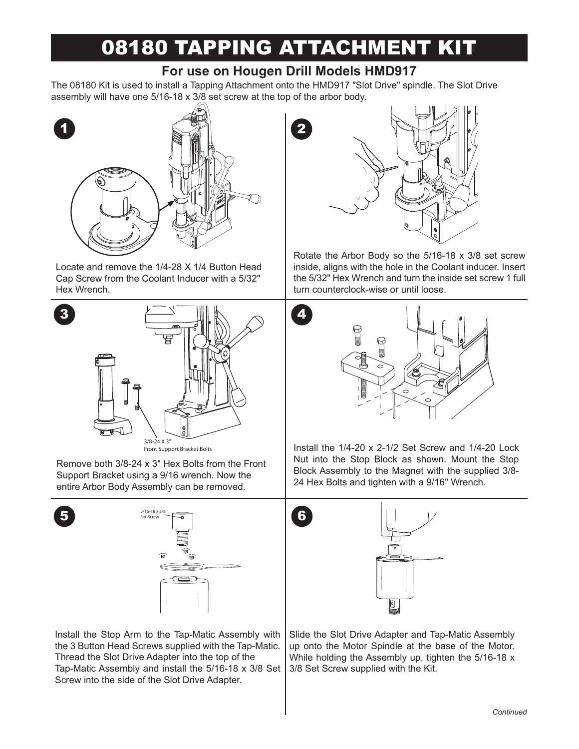# 08180 TAPPING ATTACHMENT KIT

## For use on Hougen Drill Models HMD917

The 08180 Kit is used to install a Tapping Attachment onto the HMD917 "Slot Drive" spindle. The Slot Drive assembly will have one 5/16-18 x 3/8 set screw at the top of the arbor body.

**1**

Locate and remove the 1/4-28 X 1/4 Button Head Cap Screw from the Coolant Inducer with a 5/32" Hex Wrench.

**2**

Rotate the Arbor Body so the 5/16-18 x 3/8 set screw inside, aligns with the hole in the Coolant inducer. Insert the 5/32" Hex Wrench and turn the inside set screw 1 full turn counterclock-wise or until loose.

**3**

3/8-24 X 3" Front Support Bracket Bolts

Remove both 3/8-24 x 3" Hex Bolts from the Front Support Bracket using a 9/16 wrench. Now the entire Arbor Body Assembly can be removed.

**4**

Install the 1/4-20 x 2-1/2 Set Screw and 1/4-20 Lock Nut into the Stop Block as shown. Mount the Stop Block Assembly to the Magnet with the supplied 3/8-24 Hex Bolts and tighten with a 9/16" Wrench.

**5**

5/16-18 x 3/8 Set Screw

Install the Stop Arm to the Tap-Matic Assembly with the 3 Button Head Screws supplied with the Tap-Matic. Thread the Slot Drive Adapter into the top of the Tap-Matic Assembly and install the 5/16-18 x 3/8 Set Screw into the side of the Slot Drive Adapter.

**6**

Slide the Slot Drive Adapter and Tap-Matic Assembly up onto the Motor Spindle at the base of the Motor. While holding the Assembly up, tighten the 5/16-18 x 3/8 Set Screw supplied with the Kit.

*Continued*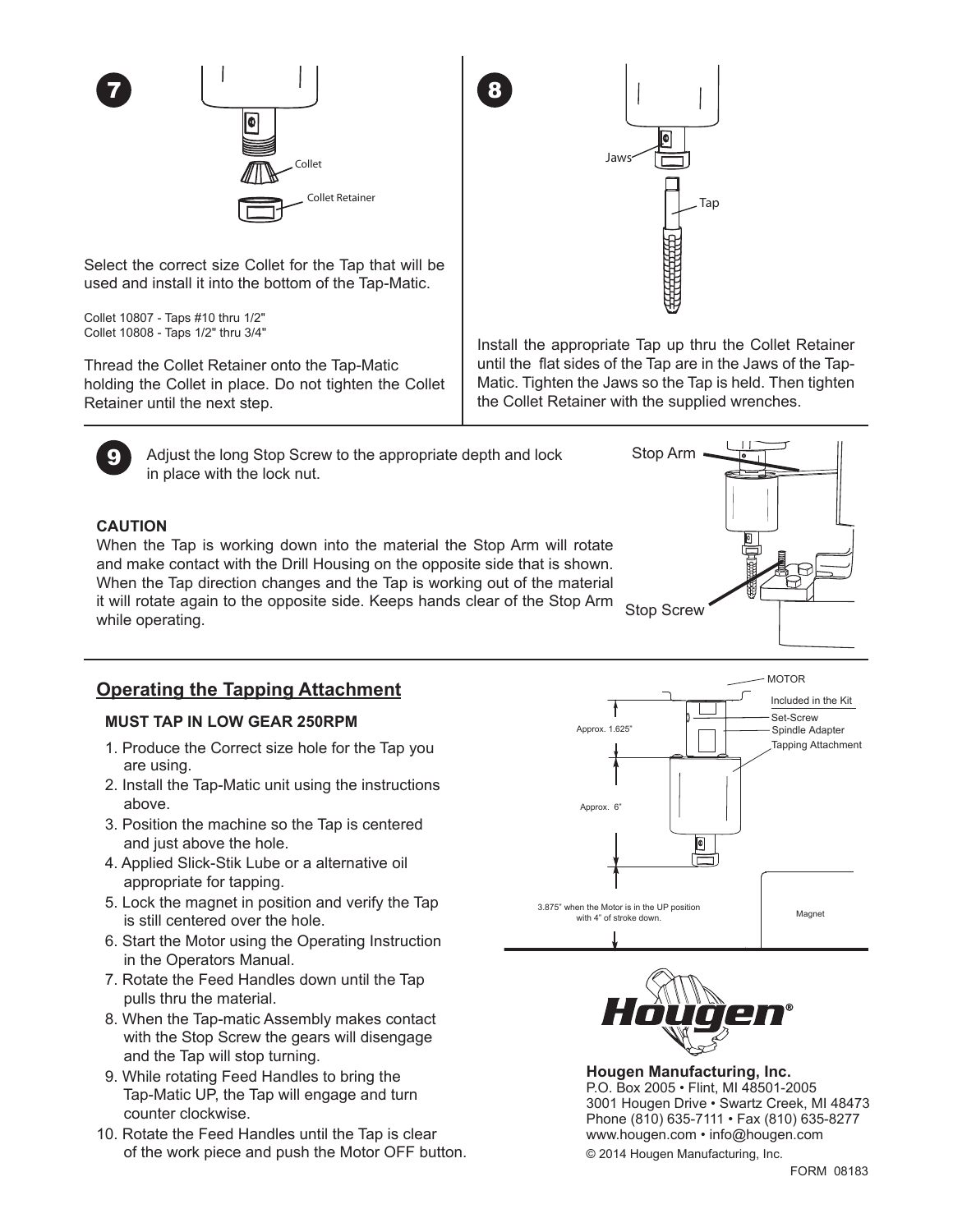**7**

Collet

Collet Retainer

Select the correct size Collet for the Tap that will be used and install it into the bottom of the Tap-Matic.

Collet 10807 - Taps #10 thru 1/2"
Collet 10808 - Taps 1/2" thru 3/4"

Thread the Collet Retainer onto the Tap-Matic holding the Collet in place. Do not tighten the Collet Retainer until the next step.

**8**

Jaws

Tap

Install the appropriate Tap up thru the Collet Retainer until the flat sides of the Tap are in the Jaws of the Tap-Matic. Tighten the Jaws so the Tap is held. Then tighten the Collet Retainer with the supplied wrenches.

**9**

Adjust the long Stop Screw to the appropriate depth and lock in place with the lock nut.

Stop Arm

Stop Screw

**CAUTION**
When the Tap is working down into the material the Stop Arm will rotate and make contact with the Drill Housing on the opposite side that is shown. When the Tap direction changes and the Tap is working out of the material it will rotate again to the opposite side. Keeps hands clear of the Stop Arm while operating.

## Operating the Tapping Attachment

**MUST TAP IN LOW GEAR 250RPM**

1. Produce the Correct size hole for the Tap you are using.
2. Install the Tap-Matic unit using the instructions above.
3. Position the machine so the Tap is centered and just above the hole.
4. Applied Slick-Stik Lube or a alternative oil appropriate for tapping.
5. Lock the magnet in position and verify the Tap is still centered over the hole.
6. Start the Motor using the Operating Instruction in the Operators Manual.
7. Rotate the Feed Handles down until the Tap pulls thru the material.
8. When the Tap-matic Assembly makes contact with the Stop Screw the gears will disengage and the Tap will stop turning.
9. While rotating Feed Handles to bring the Tap-Matic UP, the Tap will engage and turn counter clockwise.
10. Rotate the Feed Handles until the Tap is clear of the work piece and push the Motor OFF button.

MOTOR

Included in the Kit

Set-Screw

Spindle Adapter

Tapping Attachment

Approx. 1.625"

Approx. 6"

3.875" when the Motor is in the UP position with 4" of stroke down.

Magnet

Hougen®

**Hougen Manufacturing, Inc.**
P.O. Box 2005 • Flint, MI 48501-2005
3001 Hougen Drive • Swartz Creek, MI 48473
Phone (810) 635-7111 • Fax (810) 635-8277
www.hougen.com • info@hougen.com
© 2014 Hougen Manufacturing, Inc.

FORM 08183